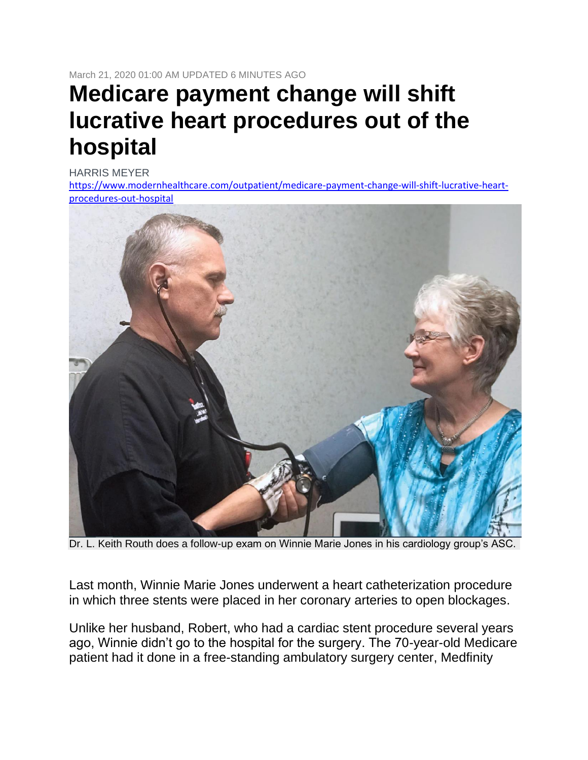March 21, 2020 01:00 AM UPDATED 6 MINUTES AGO

# Medicare payment change will shift lucrative heart procedures out of the hospital

HARRIS MEYER

https://www.modernhealthcare.com/outpatient/medicare-payment-change-will-shift-lucrative-heart-procedures-out-hospital

Dr. L. Keith Routh does a follow-up exam on Winnie Marie Jones in his cardiology group's ASC.

Last month, Winnie Marie Jones underwent a heart catheterization procedure in which three stents were placed in her coronary arteries to open blockages.

Unlike her husband, Robert, who had a cardiac stent procedure several years ago, Winnie didn't go to the hospital for the surgery. The 70-year-old Medicare patient had it done in a free-standing ambulatory surgery center, Medfinity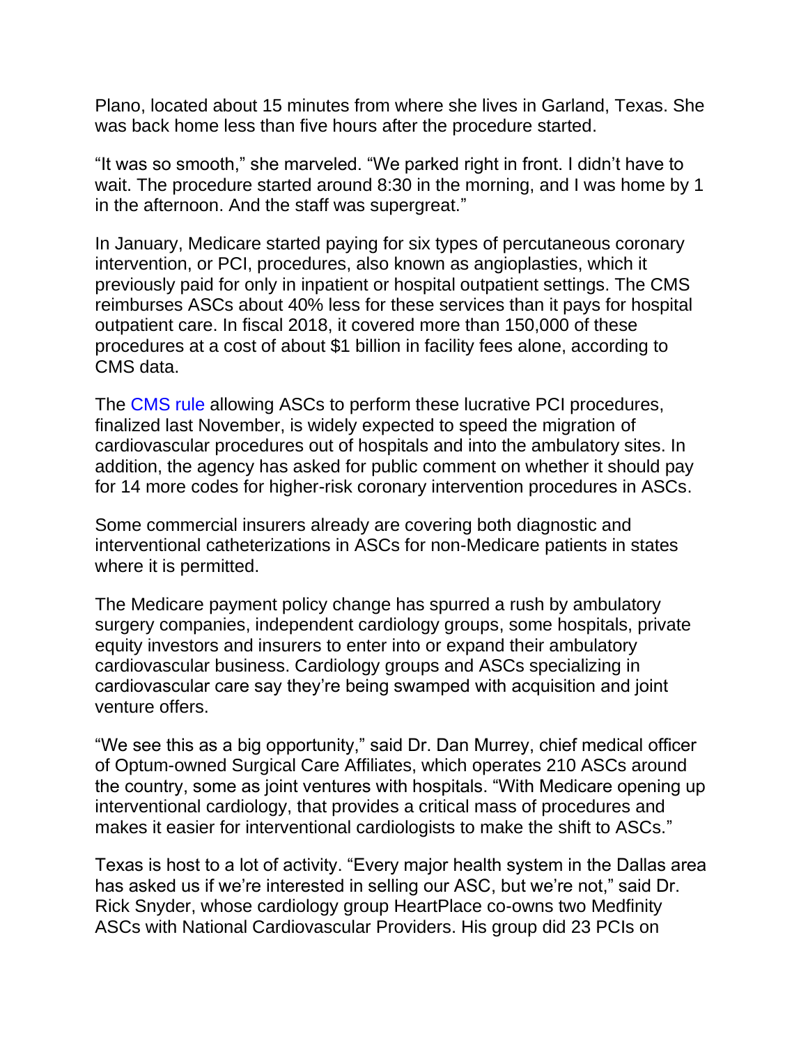Plano, located about 15 minutes from where she lives in Garland, Texas. She was back home less than five hours after the procedure started.

"It was so smooth," she marveled. "We parked right in front. I didn't have to wait. The procedure started around 8:30 in the morning, and I was home by 1 in the afternoon. And the staff was supergreat."

In January, Medicare started paying for six types of percutaneous coronary intervention, or PCI, procedures, also known as angioplasties, which it previously paid for only in inpatient or hospital outpatient settings. The CMS reimburses ASCs about 40% less for these services than it pays for hospital outpatient care. In fiscal 2018, it covered more than 150,000 of these procedures at a cost of about $1 billion in facility fees alone, according to CMS data.

The CMS rule allowing ASCs to perform these lucrative PCI procedures, finalized last November, is widely expected to speed the migration of cardiovascular procedures out of hospitals and into the ambulatory sites. In addition, the agency has asked for public comment on whether it should pay for 14 more codes for higher-risk coronary intervention procedures in ASCs.

Some commercial insurers already are covering both diagnostic and interventional catheterizations in ASCs for non-Medicare patients in states where it is permitted.

The Medicare payment policy change has spurred a rush by ambulatory surgery companies, independent cardiology groups, some hospitals, private equity investors and insurers to enter into or expand their ambulatory cardiovascular business. Cardiology groups and ASCs specializing in cardiovascular care say they're being swamped with acquisition and joint venture offers.

"We see this as a big opportunity," said Dr. Dan Murrey, chief medical officer of Optum-owned Surgical Care Affiliates, which operates 210 ASCs around the country, some as joint ventures with hospitals. "With Medicare opening up interventional cardiology, that provides a critical mass of procedures and makes it easier for interventional cardiologists to make the shift to ASCs."

Texas is host to a lot of activity. "Every major health system in the Dallas area has asked us if we're interested in selling our ASC, but we're not," said Dr. Rick Snyder, whose cardiology group HeartPlace co-owns two Medfinity ASCs with National Cardiovascular Providers. His group did 23 PCIs on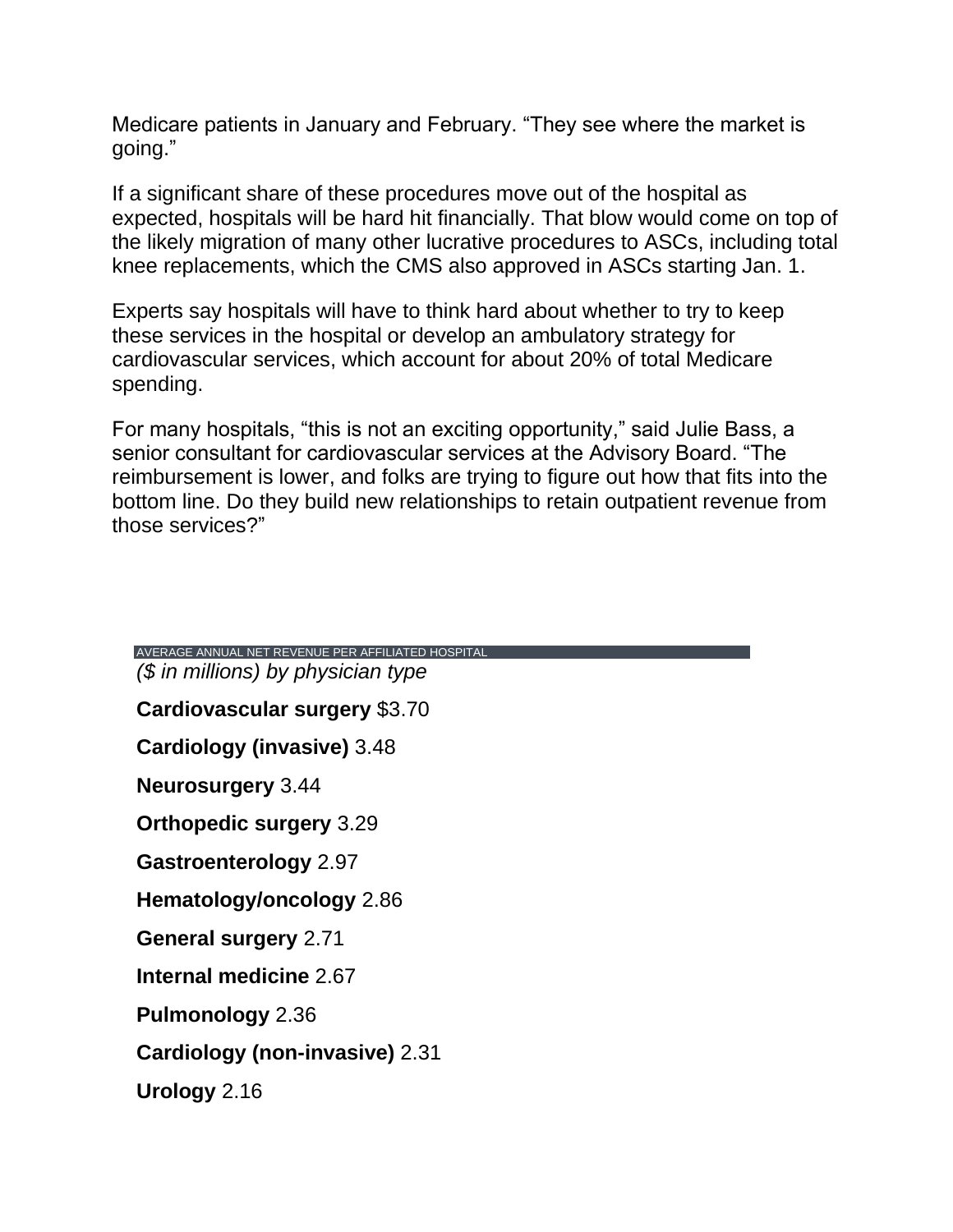Medicare patients in January and February. “They see where the market is going.”

If a significant share of these procedures move out of the hospital as expected, hospitals will be hard hit financially. That blow would come on top of the likely migration of many other lucrative procedures to ASCs, including total knee replacements, which the CMS also approved in ASCs starting Jan. 1.

Experts say hospitals will have to think hard about whether to try to keep these services in the hospital or develop an ambulatory strategy for cardiovascular services, which account for about 20% of total Medicare spending.

For many hospitals, “this is not an exciting opportunity,” said Julie Bass, a senior consultant for cardiovascular services at the Advisory Board. “The reimbursement is lower, and folks are trying to figure out how that fits into the bottom line. Do they build new relationships to retain outpatient revenue from those services?”

AVERAGE ANNUAL NET REVENUE PER AFFILIATED HOSPITAL

*($ in millions) by physician type*

**Cardiovascular surgery** $3.70

**Cardiology (invasive)** 3.48

**Neurosurgery** 3.44

**Orthopedic surgery** 3.29

**Gastroenterology** 2.97

**Hematology/oncology** 2.86

**General surgery** 2.71

**Internal medicine** 2.67

**Pulmonology** 2.36

**Cardiology (non-invasive)** 2.31

**Urology** 2.16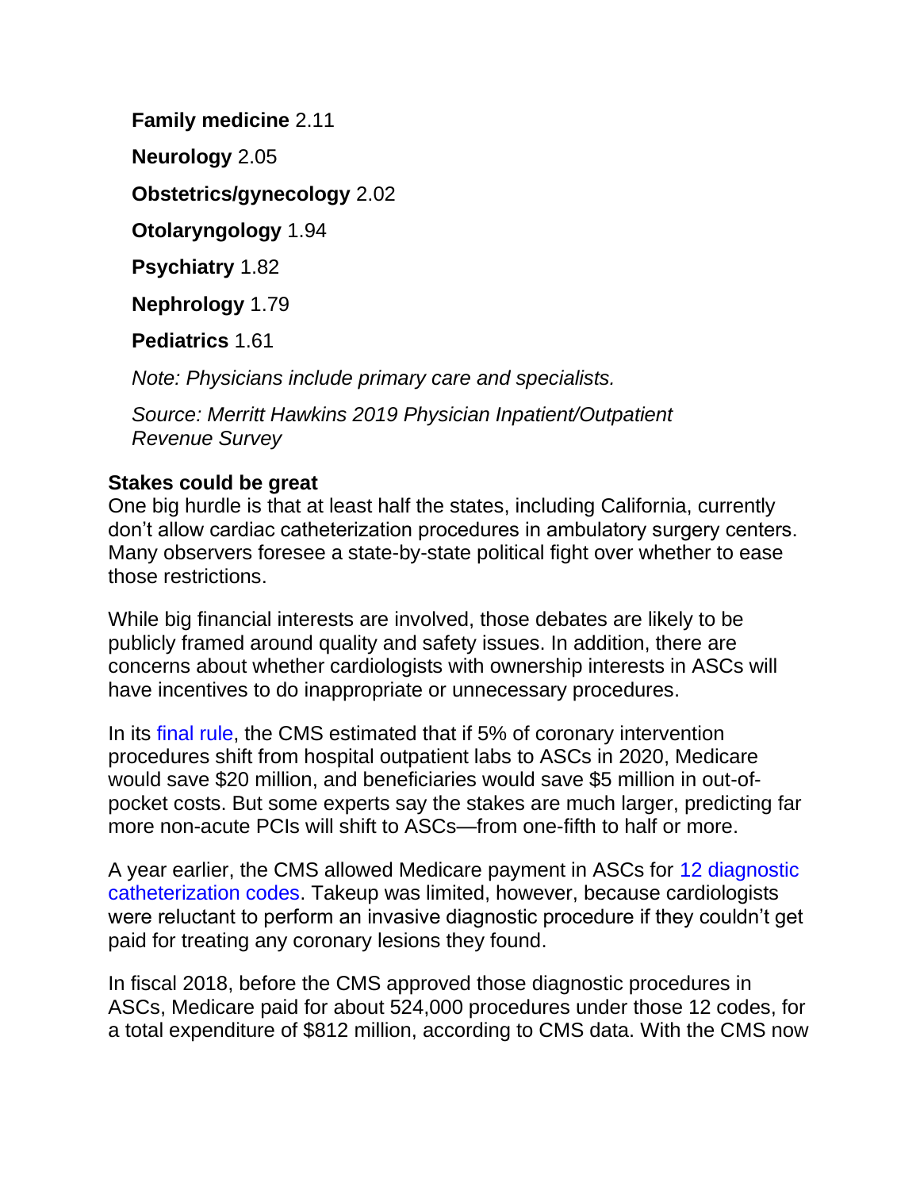**Family medicine** 2.11

**Neurology** 2.05

**Obstetrics/gynecology** 2.02

**Otolaryngology** 1.94

**Psychiatry** 1.82

**Nephrology** 1.79

**Pediatrics** 1.61

*Note: Physicians include primary care and specialists.*

*Source: Merritt Hawkins 2019 Physician Inpatient/Outpatient Revenue Survey*

**Stakes could be great**

One big hurdle is that at least half the states, including California, currently don't allow cardiac catheterization procedures in ambulatory surgery centers. Many observers foresee a state-by-state political fight over whether to ease those restrictions.

While big financial interests are involved, those debates are likely to be publicly framed around quality and safety issues. In addition, there are concerns about whether cardiologists with ownership interests in ASCs will have incentives to do inappropriate or unnecessary procedures.

In its final rule, the CMS estimated that if 5% of coronary intervention procedures shift from hospital outpatient labs to ASCs in 2020, Medicare would save $20 million, and beneficiaries would save $5 million in out-of-pocket costs. But some experts say the stakes are much larger, predicting far more non-acute PCIs will shift to ASCs—from one-fifth to half or more.

A year earlier, the CMS allowed Medicare payment in ASCs for 12 diagnostic catheterization codes. Takeup was limited, however, because cardiologists were reluctant to perform an invasive diagnostic procedure if they couldn't get paid for treating any coronary lesions they found.

In fiscal 2018, before the CMS approved those diagnostic procedures in ASCs, Medicare paid for about 524,000 procedures under those 12 codes, for a total expenditure of $812 million, according to CMS data. With the CMS now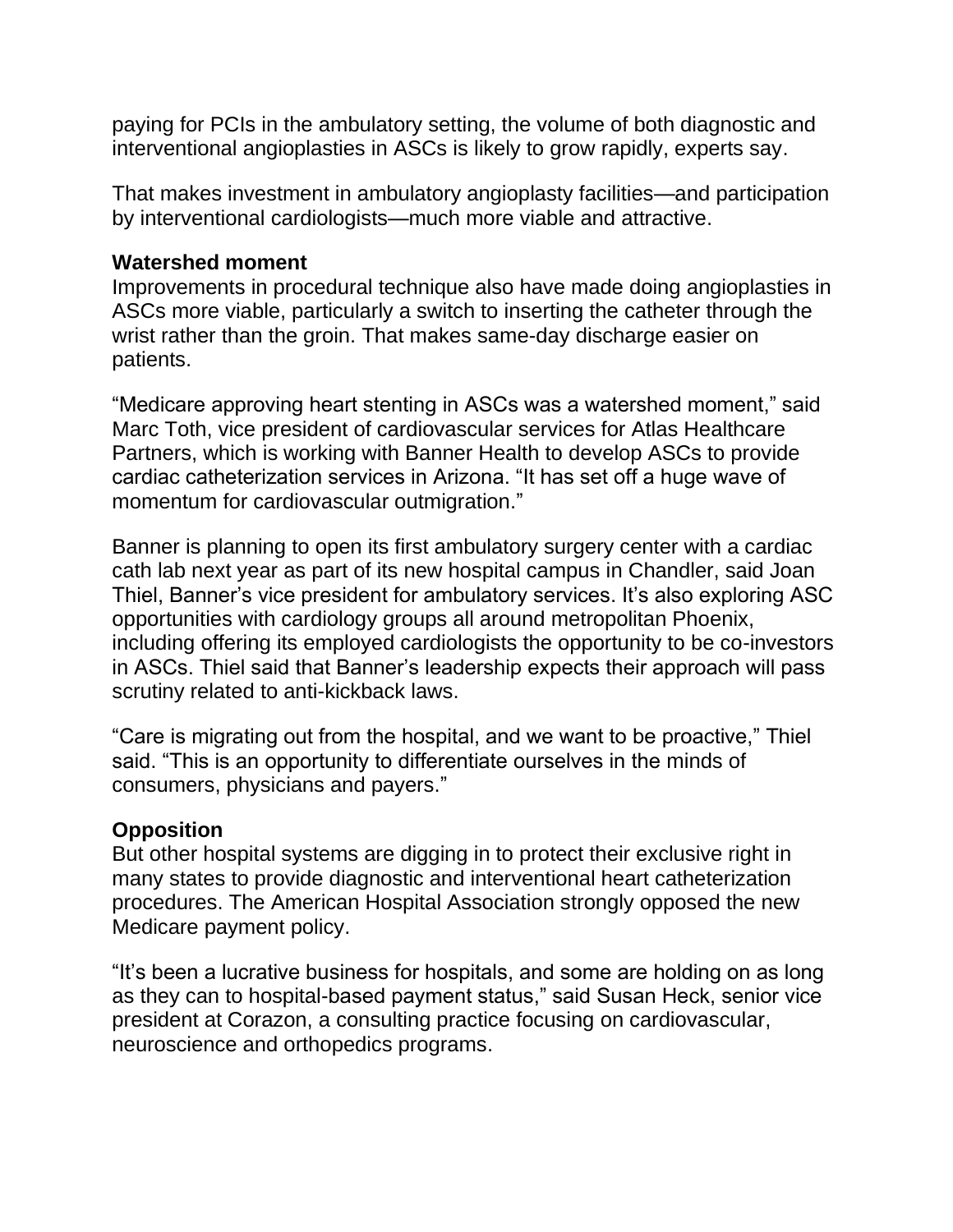paying for PCIs in the ambulatory setting, the volume of both diagnostic and interventional angioplasties in ASCs is likely to grow rapidly, experts say.

That makes investment in ambulatory angioplasty facilities—and participation by interventional cardiologists—much more viable and attractive.

**Watershed moment**

Improvements in procedural technique also have made doing angioplasties in ASCs more viable, particularly a switch to inserting the catheter through the wrist rather than the groin. That makes same-day discharge easier on patients.

“Medicare approving heart stenting in ASCs was a watershed moment,” said Marc Toth, vice president of cardiovascular services for Atlas Healthcare Partners, which is working with Banner Health to develop ASCs to provide cardiac catheterization services in Arizona. “It has set off a huge wave of momentum for cardiovascular outmigration.”

Banner is planning to open its first ambulatory surgery center with a cardiac cath lab next year as part of its new hospital campus in Chandler, said Joan Thiel, Banner’s vice president for ambulatory services. It’s also exploring ASC opportunities with cardiology groups all around metropolitan Phoenix, including offering its employed cardiologists the opportunity to be co-investors in ASCs. Thiel said that Banner’s leadership expects their approach will pass scrutiny related to anti-kickback laws.

“Care is migrating out from the hospital, and we want to be proactive,” Thiel said. “This is an opportunity to differentiate ourselves in the minds of consumers, physicians and payers.”

**Opposition**

But other hospital systems are digging in to protect their exclusive right in many states to provide diagnostic and interventional heart catheterization procedures. The American Hospital Association strongly opposed the new Medicare payment policy.

“It’s been a lucrative business for hospitals, and some are holding on as long as they can to hospital-based payment status,” said Susan Heck, senior vice president at Corazon, a consulting practice focusing on cardiovascular, neuroscience and orthopedics programs.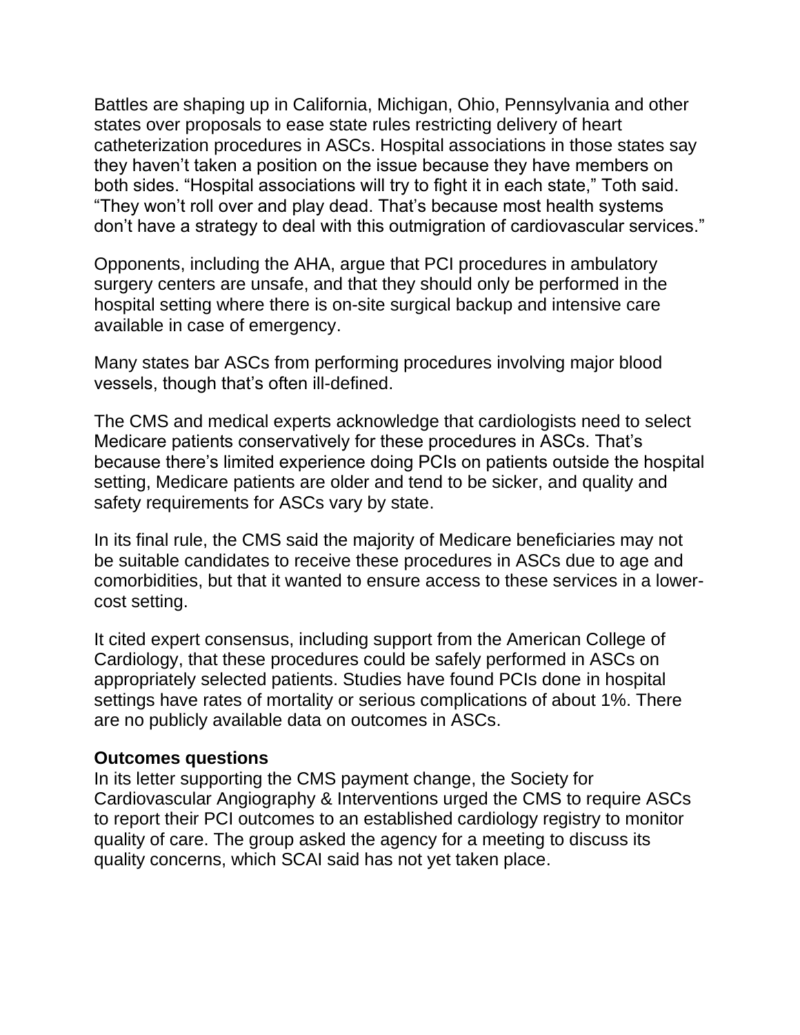Battles are shaping up in California, Michigan, Ohio, Pennsylvania and other states over proposals to ease state rules restricting delivery of heart catheterization procedures in ASCs. Hospital associations in those states say they haven't taken a position on the issue because they have members on both sides. "Hospital associations will try to fight it in each state," Toth said. "They won't roll over and play dead. That's because most health systems don't have a strategy to deal with this outmigration of cardiovascular services."

Opponents, including the AHA, argue that PCI procedures in ambulatory surgery centers are unsafe, and that they should only be performed in the hospital setting where there is on-site surgical backup and intensive care available in case of emergency.

Many states bar ASCs from performing procedures involving major blood vessels, though that's often ill-defined.

The CMS and medical experts acknowledge that cardiologists need to select Medicare patients conservatively for these procedures in ASCs. That's because there's limited experience doing PCIs on patients outside the hospital setting, Medicare patients are older and tend to be sicker, and quality and safety requirements for ASCs vary by state.

In its final rule, the CMS said the majority of Medicare beneficiaries may not be suitable candidates to receive these procedures in ASCs due to age and comorbidities, but that it wanted to ensure access to these services in a lower-cost setting.

It cited expert consensus, including support from the American College of Cardiology, that these procedures could be safely performed in ASCs on appropriately selected patients. Studies have found PCIs done in hospital settings have rates of mortality or serious complications of about 1%. There are no publicly available data on outcomes in ASCs.

**Outcomes questions**

In its letter supporting the CMS payment change, the Society for Cardiovascular Angiography & Interventions urged the CMS to require ASCs to report their PCI outcomes to an established cardiology registry to monitor quality of care. The group asked the agency for a meeting to discuss its quality concerns, which SCAI said has not yet taken place.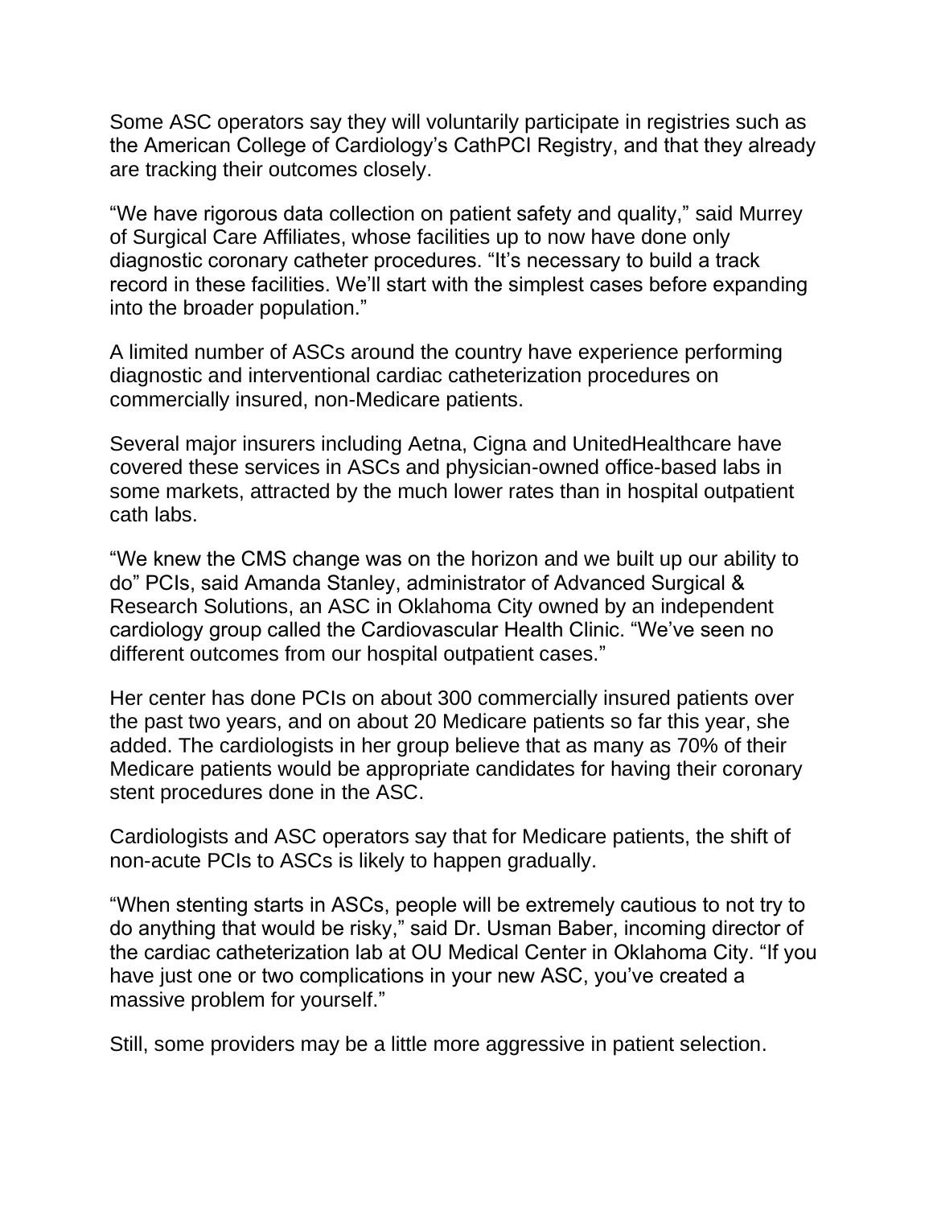Some ASC operators say they will voluntarily participate in registries such as the American College of Cardiology's CathPCI Registry, and that they already are tracking their outcomes closely.

"We have rigorous data collection on patient safety and quality," said Murrey of Surgical Care Affiliates, whose facilities up to now have done only diagnostic coronary catheter procedures. "It's necessary to build a track record in these facilities. We'll start with the simplest cases before expanding into the broader population."

A limited number of ASCs around the country have experience performing diagnostic and interventional cardiac catheterization procedures on commercially insured, non-Medicare patients.

Several major insurers including Aetna, Cigna and UnitedHealthcare have covered these services in ASCs and physician-owned office-based labs in some markets, attracted by the much lower rates than in hospital outpatient cath labs.

"We knew the CMS change was on the horizon and we built up our ability to do" PCIs, said Amanda Stanley, administrator of Advanced Surgical & Research Solutions, an ASC in Oklahoma City owned by an independent cardiology group called the Cardiovascular Health Clinic. "We've seen no different outcomes from our hospital outpatient cases."

Her center has done PCIs on about 300 commercially insured patients over the past two years, and on about 20 Medicare patients so far this year, she added. The cardiologists in her group believe that as many as 70% of their Medicare patients would be appropriate candidates for having their coronary stent procedures done in the ASC.

Cardiologists and ASC operators say that for Medicare patients, the shift of non-acute PCIs to ASCs is likely to happen gradually.

"When stenting starts in ASCs, people will be extremely cautious to not try to do anything that would be risky," said Dr. Usman Baber, incoming director of the cardiac catheterization lab at OU Medical Center in Oklahoma City. "If you have just one or two complications in your new ASC, you've created a massive problem for yourself."

Still, some providers may be a little more aggressive in patient selection.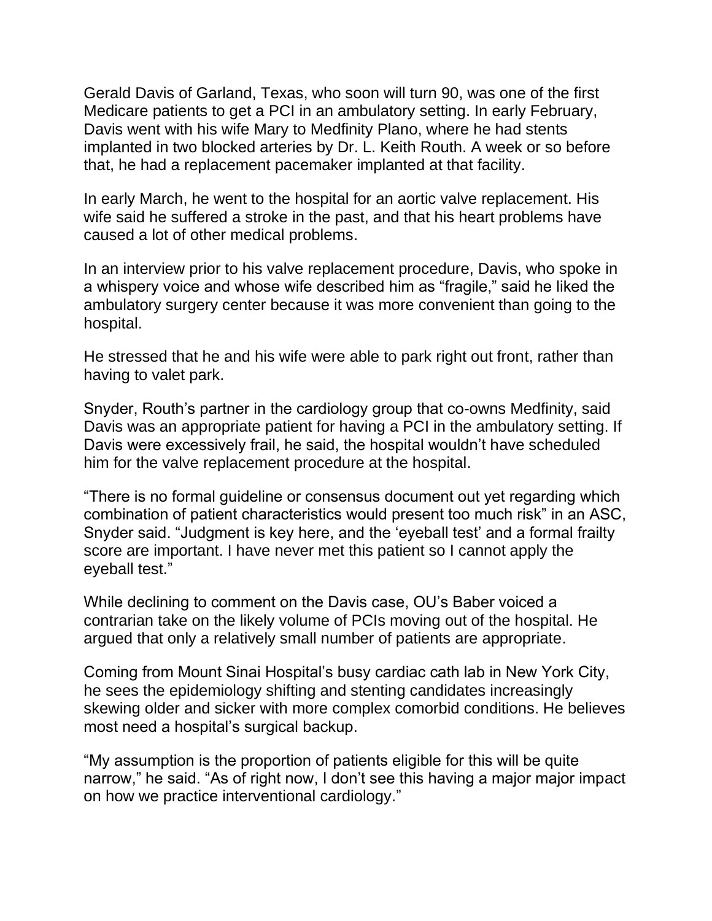Gerald Davis of Garland, Texas, who soon will turn 90, was one of the first Medicare patients to get a PCI in an ambulatory setting. In early February, Davis went with his wife Mary to Medfinity Plano, where he had stents implanted in two blocked arteries by Dr. L. Keith Routh. A week or so before that, he had a replacement pacemaker implanted at that facility.

In early March, he went to the hospital for an aortic valve replacement. His wife said he suffered a stroke in the past, and that his heart problems have caused a lot of other medical problems.

In an interview prior to his valve replacement procedure, Davis, who spoke in a whispery voice and whose wife described him as "fragile," said he liked the ambulatory surgery center because it was more convenient than going to the hospital.

He stressed that he and his wife were able to park right out front, rather than having to valet park.

Snyder, Routh's partner in the cardiology group that co-owns Medfinity, said Davis was an appropriate patient for having a PCI in the ambulatory setting. If Davis were excessively frail, he said, the hospital wouldn't have scheduled him for the valve replacement procedure at the hospital.

"There is no formal guideline or consensus document out yet regarding which combination of patient characteristics would present too much risk" in an ASC, Snyder said. "Judgment is key here, and the 'eyeball test' and a formal frailty score are important. I have never met this patient so I cannot apply the eyeball test."

While declining to comment on the Davis case, OU's Baber voiced a contrarian take on the likely volume of PCIs moving out of the hospital. He argued that only a relatively small number of patients are appropriate.

Coming from Mount Sinai Hospital's busy cardiac cath lab in New York City, he sees the epidemiology shifting and stenting candidates increasingly skewing older and sicker with more complex comorbid conditions. He believes most need a hospital's surgical backup.

"My assumption is the proportion of patients eligible for this will be quite narrow," he said. "As of right now, I don't see this having a major major impact on how we practice interventional cardiology."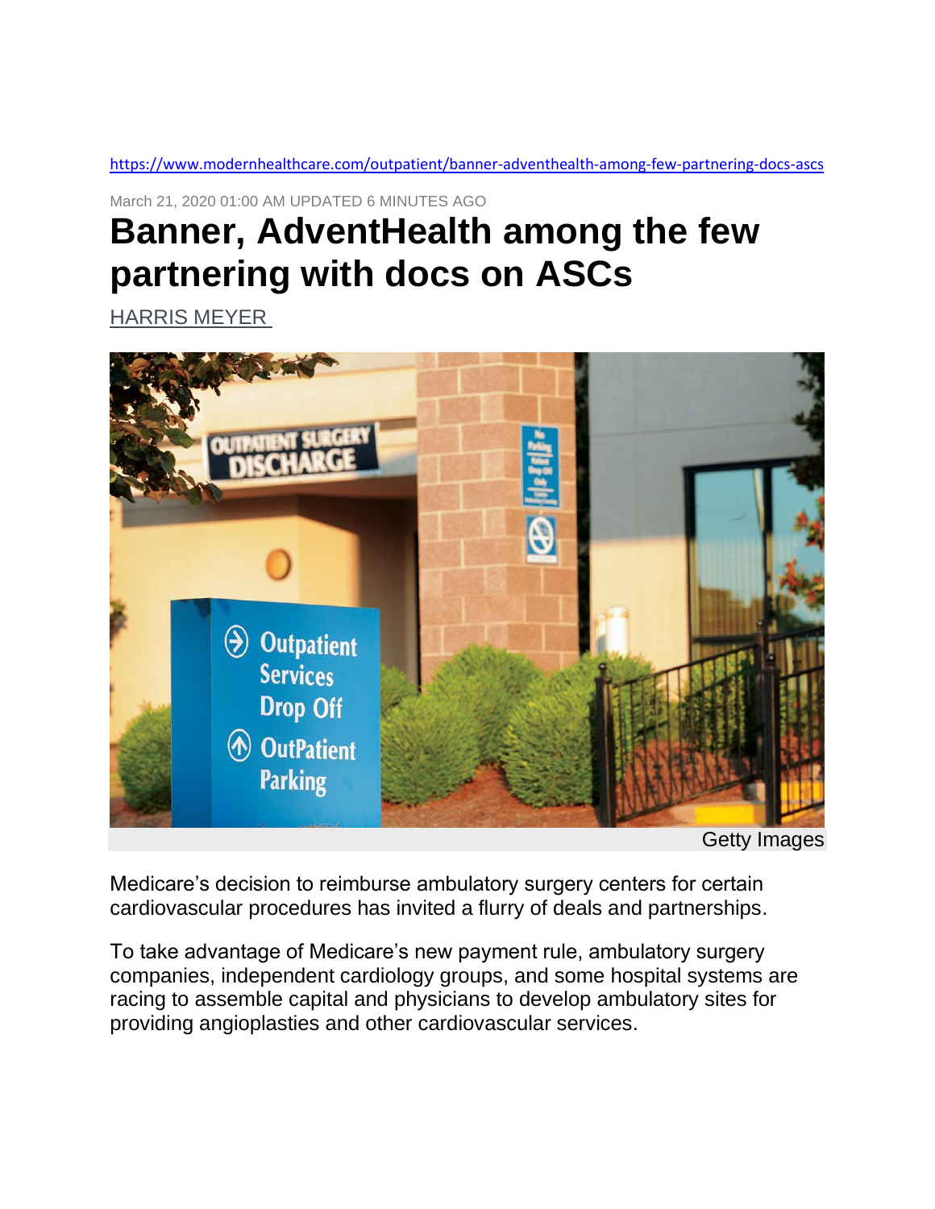https://www.modernhealthcare.com/outpatient/banner-adventhealth-among-few-partnering-docs-ascs

March 21, 2020 01:00 AM UPDATED 6 MINUTES AGO

# Banner, AdventHealth among the few partnering with docs on ASCs

HARRIS MEYER

Getty Images

Medicare's decision to reimburse ambulatory surgery centers for certain cardiovascular procedures has invited a flurry of deals and partnerships.

To take advantage of Medicare's new payment rule, ambulatory surgery companies, independent cardiology groups, and some hospital systems are racing to assemble capital and physicians to develop ambulatory sites for providing angioplasties and other cardiovascular services.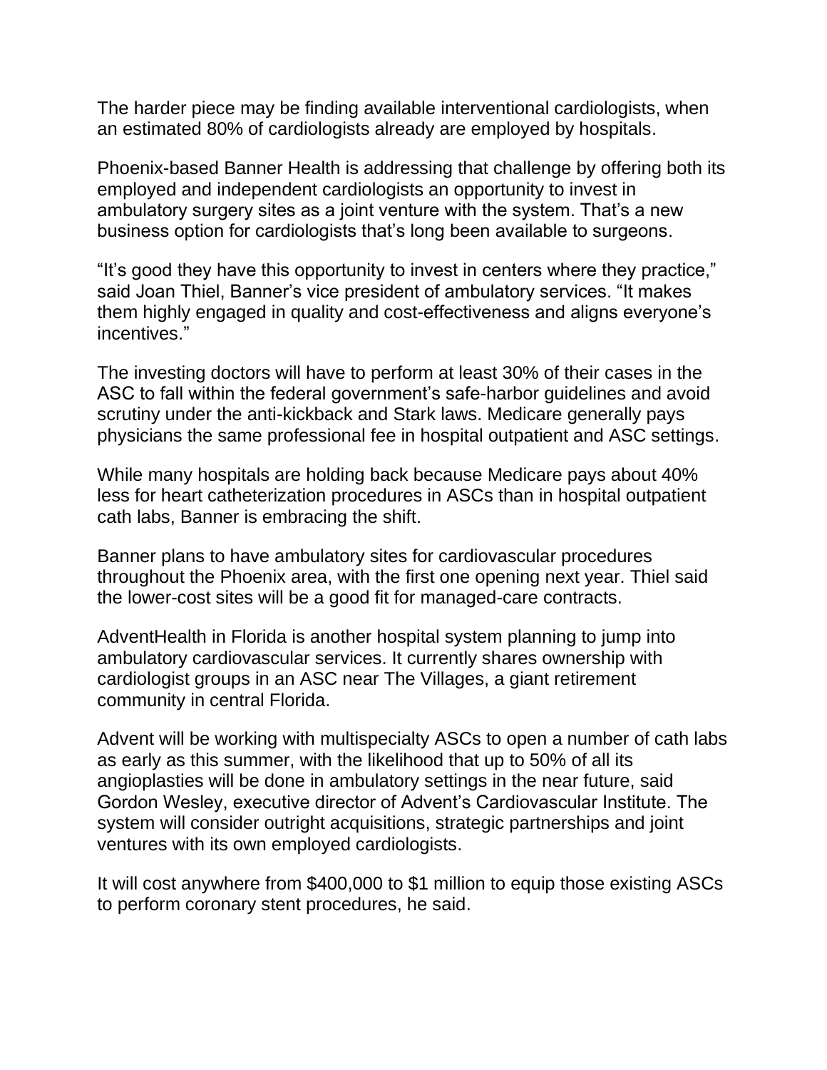The harder piece may be finding available interventional cardiologists, when an estimated 80% of cardiologists already are employed by hospitals.

Phoenix-based Banner Health is addressing that challenge by offering both its employed and independent cardiologists an opportunity to invest in ambulatory surgery sites as a joint venture with the system. That's a new business option for cardiologists that's long been available to surgeons.

"It's good they have this opportunity to invest in centers where they practice," said Joan Thiel, Banner's vice president of ambulatory services. "It makes them highly engaged in quality and cost-effectiveness and aligns everyone's incentives."

The investing doctors will have to perform at least 30% of their cases in the ASC to fall within the federal government's safe-harbor guidelines and avoid scrutiny under the anti-kickback and Stark laws. Medicare generally pays physicians the same professional fee in hospital outpatient and ASC settings.

While many hospitals are holding back because Medicare pays about 40% less for heart catheterization procedures in ASCs than in hospital outpatient cath labs, Banner is embracing the shift.

Banner plans to have ambulatory sites for cardiovascular procedures throughout the Phoenix area, with the first one opening next year. Thiel said the lower-cost sites will be a good fit for managed-care contracts.

AdventHealth in Florida is another hospital system planning to jump into ambulatory cardiovascular services. It currently shares ownership with cardiologist groups in an ASC near The Villages, a giant retirement community in central Florida.

Advent will be working with multispecialty ASCs to open a number of cath labs as early as this summer, with the likelihood that up to 50% of all its angioplasties will be done in ambulatory settings in the near future, said Gordon Wesley, executive director of Advent's Cardiovascular Institute. The system will consider outright acquisitions, strategic partnerships and joint ventures with its own employed cardiologists.

It will cost anywhere from $400,000 to $1 million to equip those existing ASCs to perform coronary stent procedures, he said.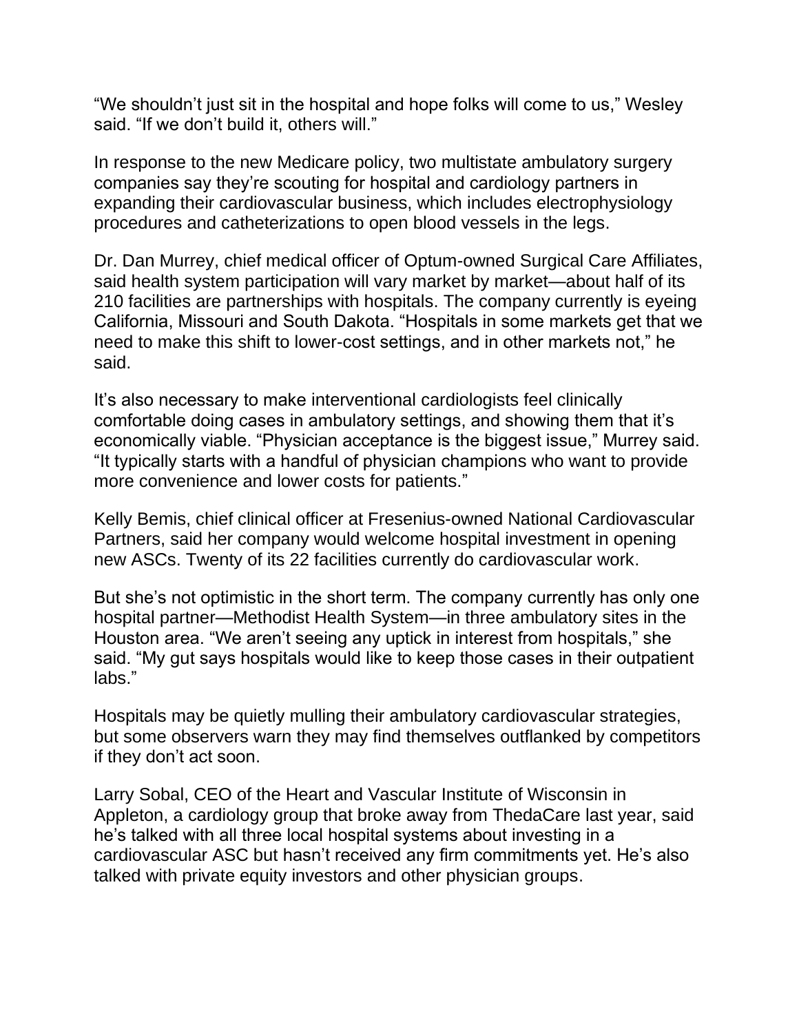“We shouldn’t just sit in the hospital and hope folks will come to us,” Wesley said. “If we don’t build it, others will.”

In response to the new Medicare policy, two multistate ambulatory surgery companies say they’re scouting for hospital and cardiology partners in expanding their cardiovascular business, which includes electrophysiology procedures and catheterizations to open blood vessels in the legs.

Dr. Dan Murrey, chief medical officer of Optum-owned Surgical Care Affiliates, said health system participation will vary market by market—about half of its 210 facilities are partnerships with hospitals. The company currently is eyeing California, Missouri and South Dakota. “Hospitals in some markets get that we need to make this shift to lower-cost settings, and in other markets not,” he said.

It’s also necessary to make interventional cardiologists feel clinically comfortable doing cases in ambulatory settings, and showing them that it’s economically viable. “Physician acceptance is the biggest issue,” Murrey said. “It typically starts with a handful of physician champions who want to provide more convenience and lower costs for patients.”

Kelly Bemis, chief clinical officer at Fresenius-owned National Cardiovascular Partners, said her company would welcome hospital investment in opening new ASCs. Twenty of its 22 facilities currently do cardiovascular work.

But she’s not optimistic in the short term. The company currently has only one hospital partner—Methodist Health System—in three ambulatory sites in the Houston area. “We aren’t seeing any uptick in interest from hospitals,” she said. “My gut says hospitals would like to keep those cases in their outpatient labs.”

Hospitals may be quietly mulling their ambulatory cardiovascular strategies, but some observers warn they may find themselves outflanked by competitors if they don’t act soon.

Larry Sobal, CEO of the Heart and Vascular Institute of Wisconsin in Appleton, a cardiology group that broke away from ThedaCare last year, said he’s talked with all three local hospital systems about investing in a cardiovascular ASC but hasn’t received any firm commitments yet. He’s also talked with private equity investors and other physician groups.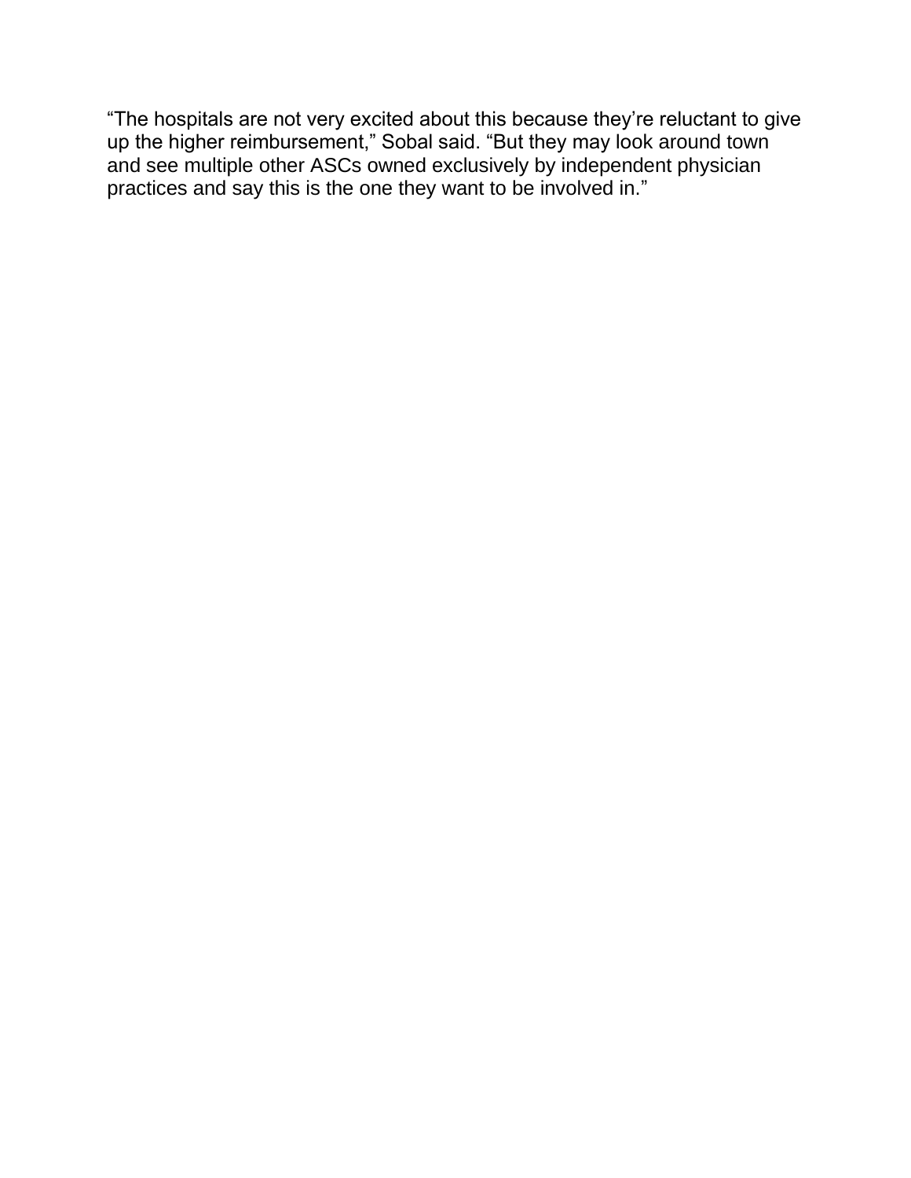"The hospitals are not very excited about this because they're reluctant to give up the higher reimbursement," Sobal said. "But they may look around town and see multiple other ASCs owned exclusively by independent physician practices and say this is the one they want to be involved in."